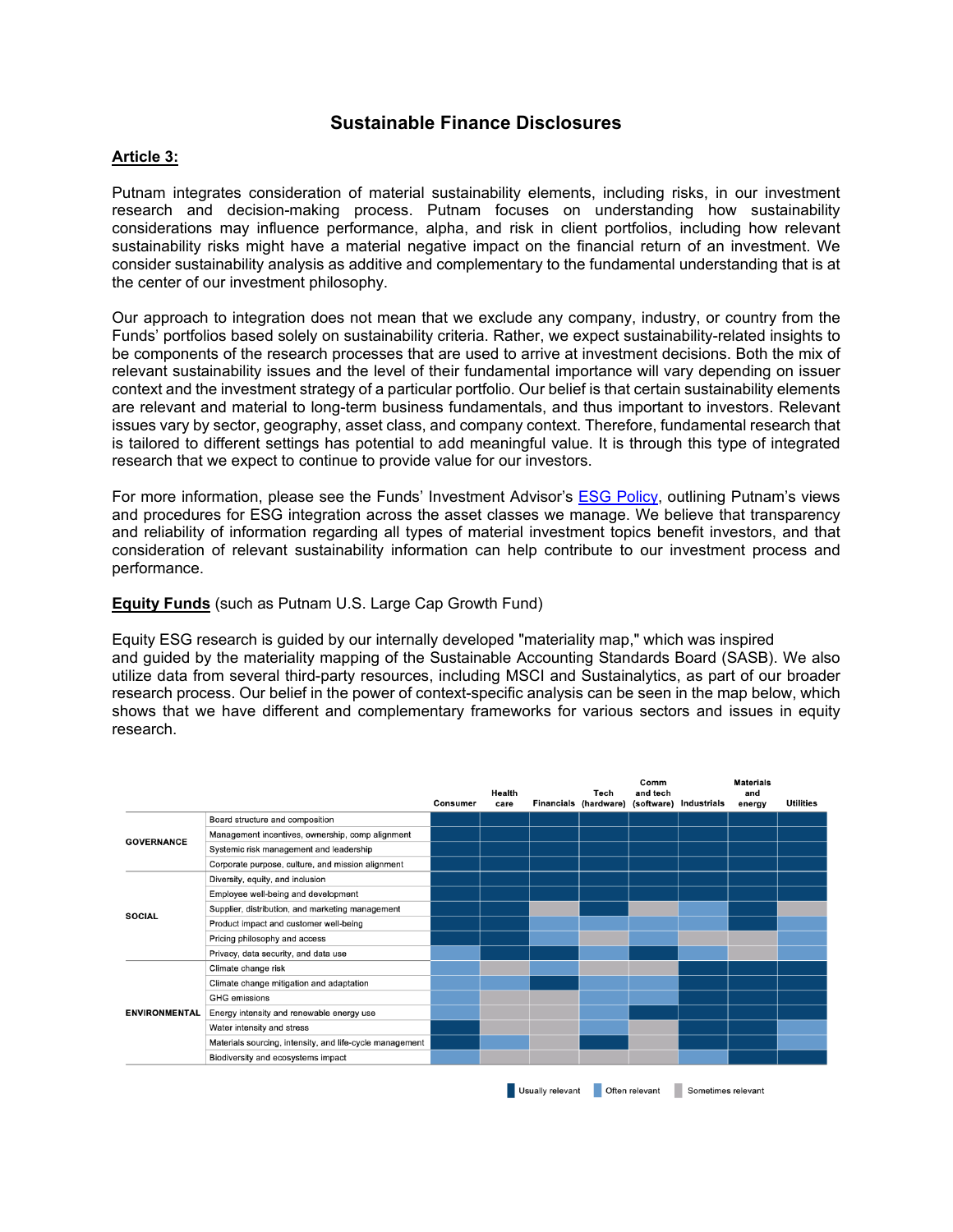## Sustainable Finance Disclosures

**Article 3:**

Putnam integrates consideration of material sustainability elements, including risks, in our investment research and decision-making process. Putnam focuses on understanding how sustainability considerations may influence performance, alpha, and risk in client portfolios, including how relevant sustainability risks might have a material negative impact on the financial return of an investment. We consider sustainability analysis as additive and complementary to the fundamental understanding that is at the center of our investment philosophy.

Our approach to integration does not mean that we exclude any company, industry, or country from the Funds' portfolios based solely on sustainability criteria. Rather, we expect sustainability-related insights to be components of the research processes that are used to arrive at investment decisions. Both the mix of relevant sustainability issues and the level of their fundamental importance will vary depending on issuer context and the investment strategy of a particular portfolio. Our belief is that certain sustainability elements are relevant and material to long-term business fundamentals, and thus important to investors. Relevant issues vary by sector, geography, asset class, and company context. Therefore, fundamental research that is tailored to different settings has potential to add meaningful value. It is through this type of integrated research that we expect to continue to provide value for our investors.

For more information, please see the Funds' Investment Advisor's ESG Policy, outlining Putnam's views and procedures for ESG integration across the asset classes we manage. We believe that transparency and reliability of information regarding all types of material investment topics benefit investors, and that consideration of relevant sustainability information can help contribute to our investment process and performance.

**Equity Funds** (such as Putnam U.S. Large Cap Growth Fund)

Equity ESG research is guided by our internally developed "materiality map," which was inspired and guided by the materiality mapping of the Sustainable Accounting Standards Board (SASB). We also utilize data from several third-party resources, including MSCI and Sustainalytics, as part of our broader research process. Our belief in the power of context-specific analysis can be seen in the map below, which shows that we have different and complementary frameworks for various sectors and issues in equity research.

Consumer
Health care
Financials
Tech (hardware)
Comm and tech (software)
Industrials
Materials and energy
Utilities

GOVERNANCE
Board structure and composition
Management incentives, ownership, comp alignment
Systemic risk management and leadership
Corporate purpose, culture, and mission alignment

SOCIAL
Diversity, equity, and inclusion
Employee well-being and development
Supplier, distribution, and marketing management
Product impact and customer well-being
Pricing philosophy and access
Privacy, data security, and data use

ENVIRONMENTAL
Climate change risk
Climate change mitigation and adaptation
GHG emissions
Energy intensity and renewable energy use
Water intensity and stress
Materials sourcing, intensity, and life-cycle management
Biodiversity and ecosystems impact

Usually relevant
Often relevant
Sometimes relevant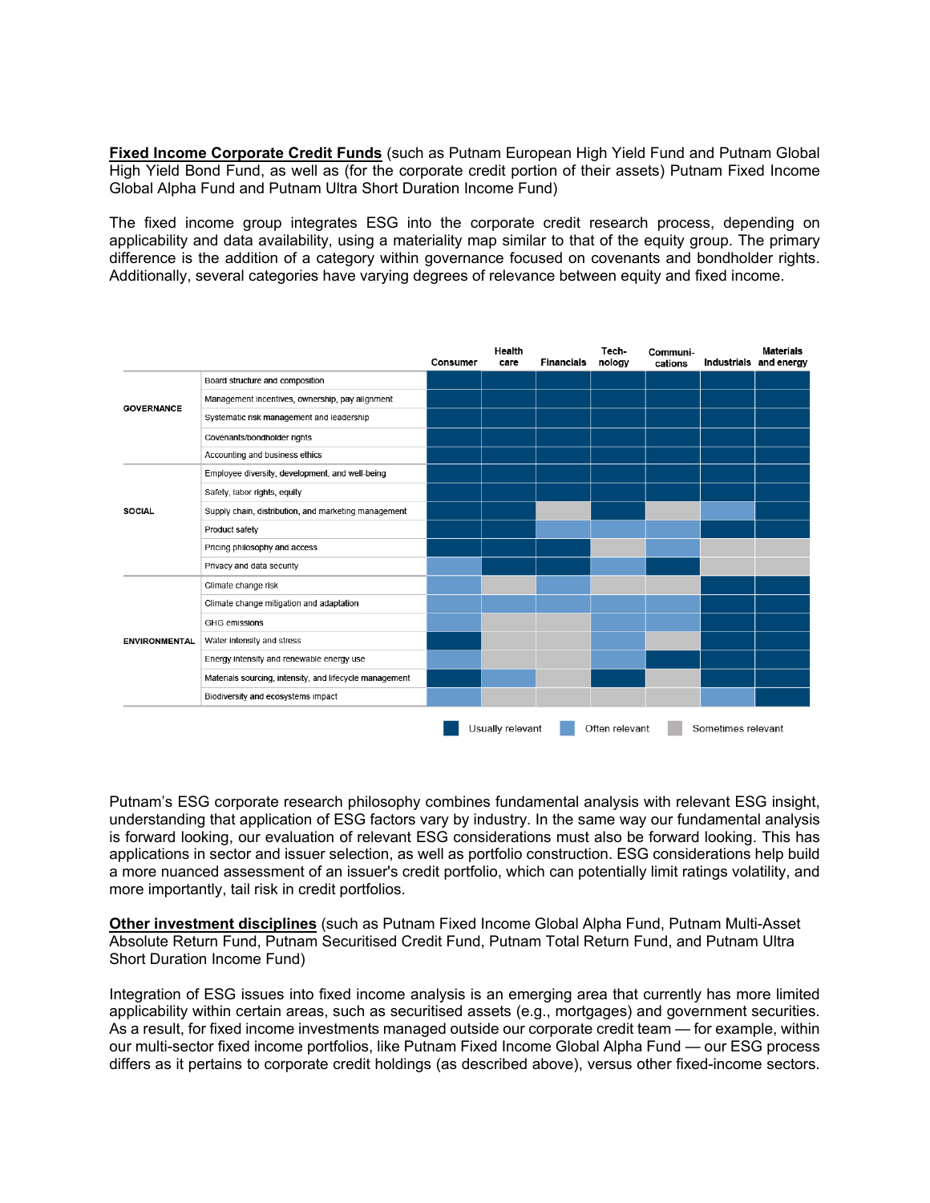**Fixed Income Corporate Credit Funds** (such as Putnam European High Yield Fund and Putnam Global High Yield Bond Fund, as well as (for the corporate credit portion of their assets) Putnam Fixed Income Global Alpha Fund and Putnam Ultra Short Duration Income Fund)

The fixed income group integrates ESG into the corporate credit research process, depending on applicability and data availability, using a materiality map similar to that of the equity group. The primary difference is the addition of a category within governance focused on covenants and bondholder rights. Additionally, several categories have varying degrees of relevance between equity and fixed income.

Consumer
Health care
Financials
Tech-nology
Communi-cations
Industrials
Materials and energy

GOVERNANCE
Board structure and composition
Management incentives, ownership, pay alignment
Systematic risk management and leadership
Covenants/bondholder rights
Accounting and business ethics

SOCIAL
Employee diversity, development, and well-being
Safety, labor rights, equity
Supply chain, distribution, and marketing management
Product safety
Pricing philosophy and access
Privacy and data security

ENVIRONMENTAL
Climate change risk
Climate change mitigation and adaptation
GHG emissions
Water intensity and stress
Energy intensity and renewable energy use
Materials sourcing, intensity, and lifecycle management
Biodiversity and ecosystems impact

Usually relevant
Often relevant
Sometimes relevant

Putnam's ESG corporate research philosophy combines fundamental analysis with relevant ESG insight, understanding that application of ESG factors vary by industry. In the same way our fundamental analysis is forward looking, our evaluation of relevant ESG considerations must also be forward looking. This has applications in sector and issuer selection, as well as portfolio construction. ESG considerations help build a more nuanced assessment of an issuer's credit portfolio, which can potentially limit ratings volatility, and more importantly, tail risk in credit portfolios.

**Other investment disciplines** (such as Putnam Fixed Income Global Alpha Fund, Putnam Multi-Asset Absolute Return Fund, Putnam Securitised Credit Fund, Putnam Total Return Fund, and Putnam Ultra Short Duration Income Fund)

Integration of ESG issues into fixed income analysis is an emerging area that currently has more limited applicability within certain areas, such as securitised assets (e.g., mortgages) and government securities. As a result, for fixed income investments managed outside our corporate credit team — for example, within our multi-sector fixed income portfolios, like Putnam Fixed Income Global Alpha Fund — our ESG process differs as it pertains to corporate credit holdings (as described above), versus other fixed-income sectors.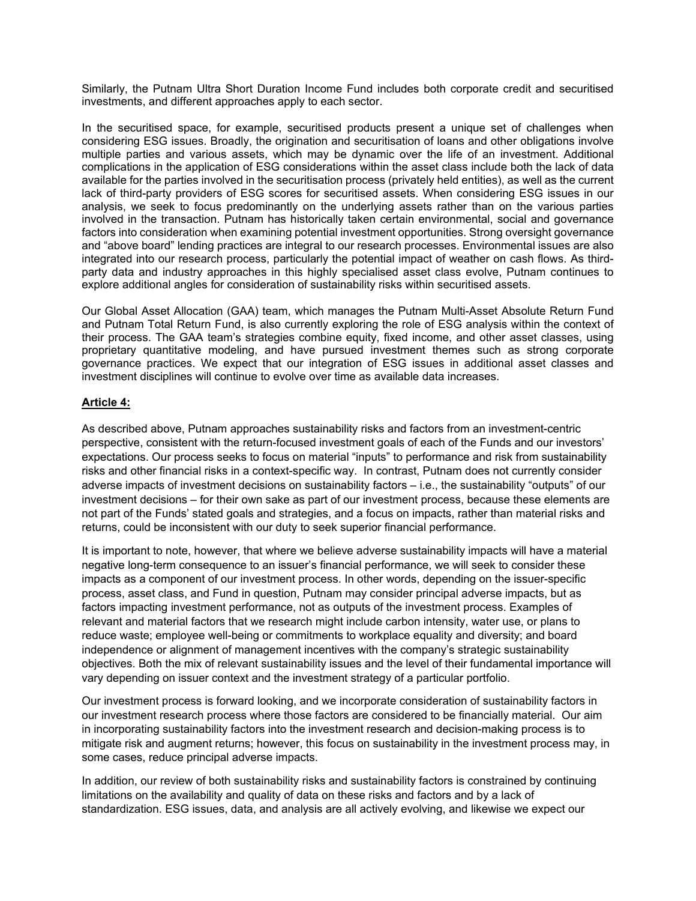Similarly, the Putnam Ultra Short Duration Income Fund includes both corporate credit and securitised investments, and different approaches apply to each sector.

In the securitised space, for example, securitised products present a unique set of challenges when considering ESG issues. Broadly, the origination and securitisation of loans and other obligations involve multiple parties and various assets, which may be dynamic over the life of an investment. Additional complications in the application of ESG considerations within the asset class include both the lack of data available for the parties involved in the securitisation process (privately held entities), as well as the current lack of third-party providers of ESG scores for securitised assets. When considering ESG issues in our analysis, we seek to focus predominantly on the underlying assets rather than on the various parties involved in the transaction. Putnam has historically taken certain environmental, social and governance factors into consideration when examining potential investment opportunities. Strong oversight governance and "above board" lending practices are integral to our research processes. Environmental issues are also integrated into our research process, particularly the potential impact of weather on cash flows. As third-party data and industry approaches in this highly specialised asset class evolve, Putnam continues to explore additional angles for consideration of sustainability risks within securitised assets.

Our Global Asset Allocation (GAA) team, which manages the Putnam Multi-Asset Absolute Return Fund and Putnam Total Return Fund, is also currently exploring the role of ESG analysis within the context of their process. The GAA team's strategies combine equity, fixed income, and other asset classes, using proprietary quantitative modeling, and have pursued investment themes such as strong corporate governance practices. We expect that our integration of ESG issues in additional asset classes and investment disciplines will continue to evolve over time as available data increases.

**Article 4:**

As described above, Putnam approaches sustainability risks and factors from an investment-centric perspective, consistent with the return-focused investment goals of each of the Funds and our investors' expectations. Our process seeks to focus on material "inputs" to performance and risk from sustainability risks and other financial risks in a context-specific way. In contrast, Putnam does not currently consider adverse impacts of investment decisions on sustainability factors – i.e., the sustainability "outputs" of our investment decisions – for their own sake as part of our investment process, because these elements are not part of the Funds' stated goals and strategies, and a focus on impacts, rather than material risks and returns, could be inconsistent with our duty to seek superior financial performance.

It is important to note, however, that where we believe adverse sustainability impacts will have a material negative long-term consequence to an issuer's financial performance, we will seek to consider these impacts as a component of our investment process. In other words, depending on the issuer-specific process, asset class, and Fund in question, Putnam may consider principal adverse impacts, but as factors impacting investment performance, not as outputs of the investment process. Examples of relevant and material factors that we research might include carbon intensity, water use, or plans to reduce waste; employee well-being or commitments to workplace equality and diversity; and board independence or alignment of management incentives with the company's strategic sustainability objectives. Both the mix of relevant sustainability issues and the level of their fundamental importance will vary depending on issuer context and the investment strategy of a particular portfolio.

Our investment process is forward looking, and we incorporate consideration of sustainability factors in our investment research process where those factors are considered to be financially material. Our aim in incorporating sustainability factors into the investment research and decision-making process is to mitigate risk and augment returns; however, this focus on sustainability in the investment process may, in some cases, reduce principal adverse impacts.

In addition, our review of both sustainability risks and sustainability factors is constrained by continuing limitations on the availability and quality of data on these risks and factors and by a lack of standardization. ESG issues, data, and analysis are all actively evolving, and likewise we expect our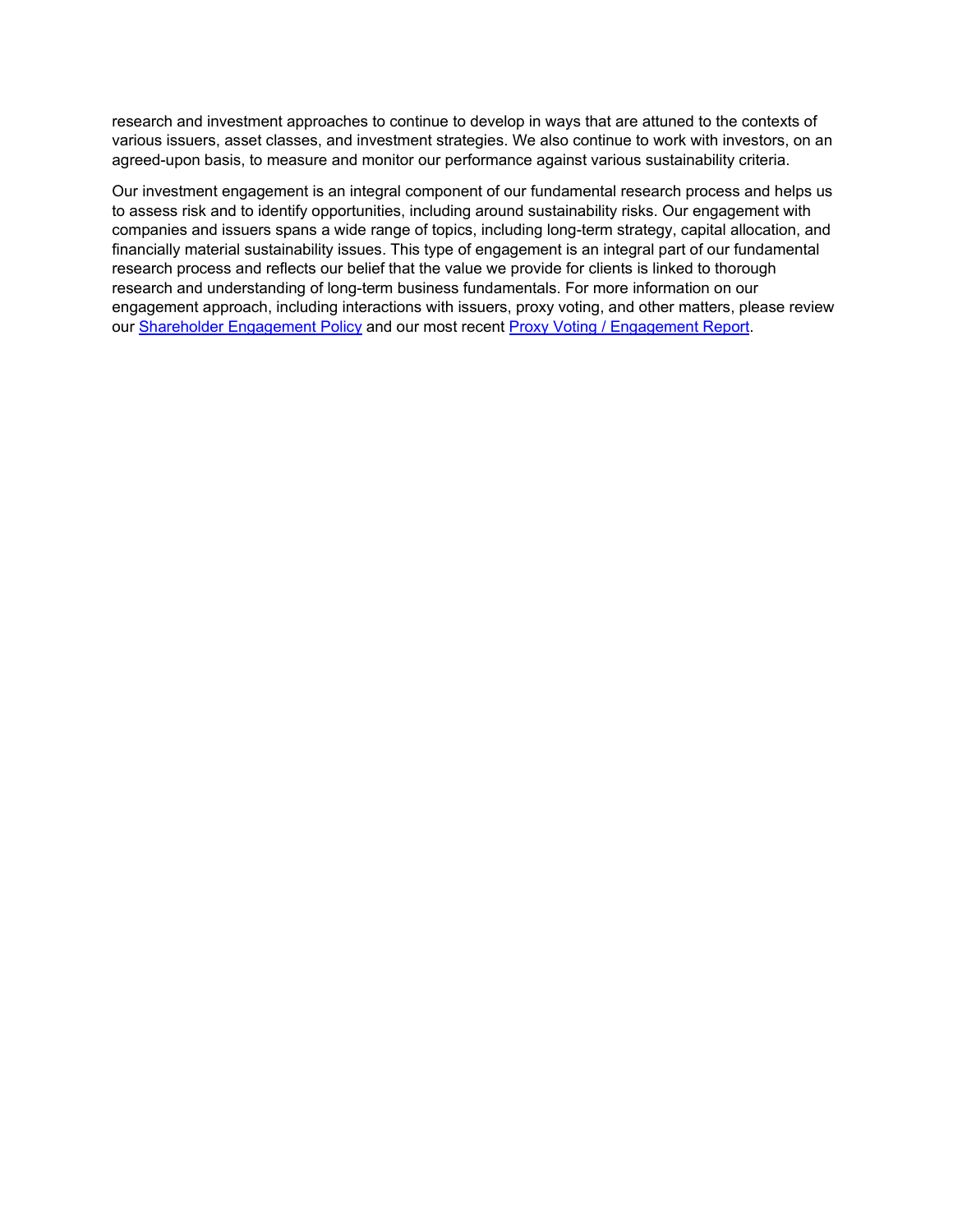research and investment approaches to continue to develop in ways that are attuned to the contexts of various issuers, asset classes, and investment strategies. We also continue to work with investors, on an agreed-upon basis, to measure and monitor our performance against various sustainability criteria.

Our investment engagement is an integral component of our fundamental research process and helps us to assess risk and to identify opportunities, including around sustainability risks. Our engagement with companies and issuers spans a wide range of topics, including long-term strategy, capital allocation, and financially material sustainability issues. This type of engagement is an integral part of our fundamental research process and reflects our belief that the value we provide for clients is linked to thorough research and understanding of long-term business fundamentals. For more information on our engagement approach, including interactions with issuers, proxy voting, and other matters, please review our Shareholder Engagement Policy and our most recent Proxy Voting / Engagement Report.